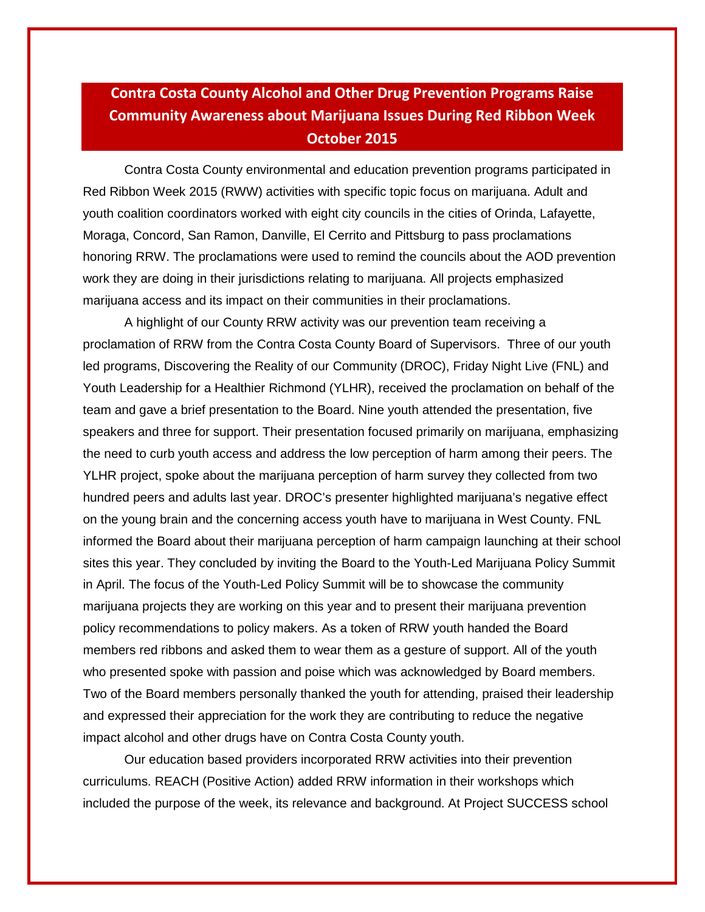# Contra Costa County Alcohol and Other Drug Prevention Programs Raise Community Awareness about Marijuana Issues During Red Ribbon Week October 2015

Contra Costa County environmental and education prevention programs participated in Red Ribbon Week 2015 (RWW) activities with specific topic focus on marijuana. Adult and youth coalition coordinators worked with eight city councils in the cities of Orinda, Lafayette, Moraga, Concord, San Ramon, Danville, El Cerrito and Pittsburg to pass proclamations honoring RRW. The proclamations were used to remind the councils about the AOD prevention work they are doing in their jurisdictions relating to marijuana. All projects emphasized marijuana access and its impact on their communities in their proclamations.

A highlight of our County RRW activity was our prevention team receiving a proclamation of RRW from the Contra Costa County Board of Supervisors. Three of our youth led programs, Discovering the Reality of our Community (DROC), Friday Night Live (FNL) and Youth Leadership for a Healthier Richmond (YLHR), received the proclamation on behalf of the team and gave a brief presentation to the Board. Nine youth attended the presentation, five speakers and three for support. Their presentation focused primarily on marijuana, emphasizing the need to curb youth access and address the low perception of harm among their peers. The YLHR project, spoke about the marijuana perception of harm survey they collected from two hundred peers and adults last year. DROC's presenter highlighted marijuana's negative effect on the young brain and the concerning access youth have to marijuana in West County. FNL informed the Board about their marijuana perception of harm campaign launching at their school sites this year. They concluded by inviting the Board to the Youth-Led Marijuana Policy Summit in April. The focus of the Youth-Led Policy Summit will be to showcase the community marijuana projects they are working on this year and to present their marijuana prevention policy recommendations to policy makers. As a token of RRW youth handed the Board members red ribbons and asked them to wear them as a gesture of support. All of the youth who presented spoke with passion and poise which was acknowledged by Board members. Two of the Board members personally thanked the youth for attending, praised their leadership and expressed their appreciation for the work they are contributing to reduce the negative impact alcohol and other drugs have on Contra Costa County youth.

Our education based providers incorporated RRW activities into their prevention curriculums. REACH (Positive Action) added RRW information in their workshops which included the purpose of the week, its relevance and background. At Project SUCCESS school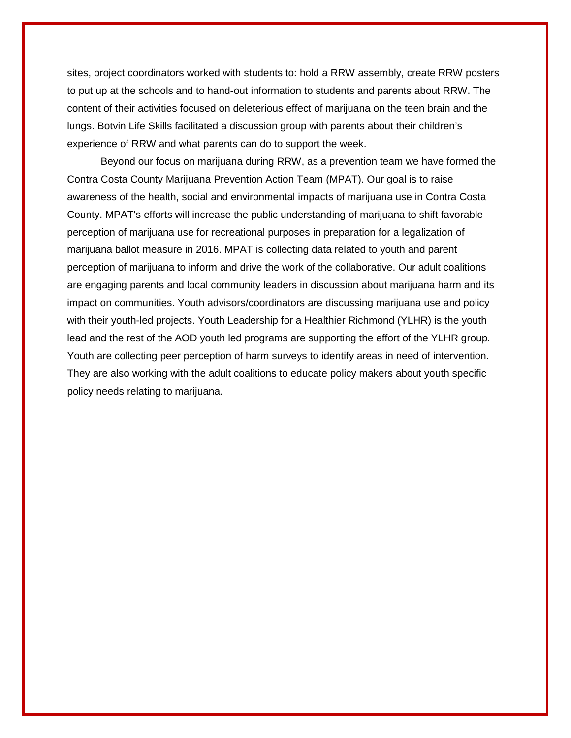sites, project coordinators worked with students to: hold a RRW assembly, create RRW posters to put up at the schools and to hand-out information to students and parents about RRW. The content of their activities focused on deleterious effect of marijuana on the teen brain and the lungs. Botvin Life Skills facilitated a discussion group with parents about their children's experience of RRW and what parents can do to support the week.

Beyond our focus on marijuana during RRW, as a prevention team we have formed the Contra Costa County Marijuana Prevention Action Team (MPAT). Our goal is to raise awareness of the health, social and environmental impacts of marijuana use in Contra Costa County. MPAT's efforts will increase the public understanding of marijuana to shift favorable perception of marijuana use for recreational purposes in preparation for a legalization of marijuana ballot measure in 2016. MPAT is collecting data related to youth and parent perception of marijuana to inform and drive the work of the collaborative. Our adult coalitions are engaging parents and local community leaders in discussion about marijuana harm and its impact on communities. Youth advisors/coordinators are discussing marijuana use and policy with their youth-led projects. Youth Leadership for a Healthier Richmond (YLHR) is the youth lead and the rest of the AOD youth led programs are supporting the effort of the YLHR group. Youth are collecting peer perception of harm surveys to identify areas in need of intervention. They are also working with the adult coalitions to educate policy makers about youth specific policy needs relating to marijuana.